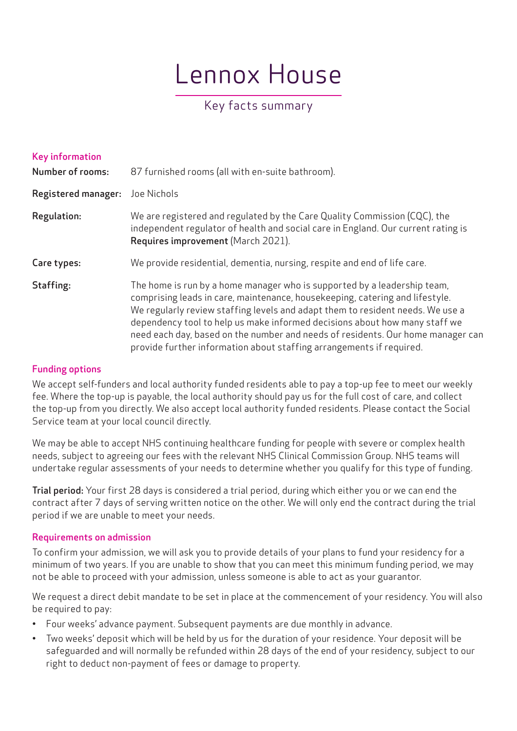# Lennox House

## Key facts summary

### Key information

**Number of rooms:** 87 furnished rooms (all with en-suite bathroom).

**Registered manager:** Joe Nichols

**Regulation:** We are registered and regulated by the Care Quality Commission (CQC), the independent regulator of health and social care in England. Our current rating is **Requires improvement** (March 2021).

**Care types:** We provide residential, dementia, nursing, respite and end of life care.

**Staffing:** The home is run by a home manager who is supported by a leadership team, comprising leads in care, maintenance, housekeeping, catering and lifestyle. We regularly review staffing levels and adapt them to resident needs. We use a dependency tool to help us make informed decisions about how many staff we need each day, based on the number and needs of residents. Our home manager can provide further information about staffing arrangements if required.

### Funding options

We accept self-funders and local authority funded residents able to pay a top-up fee to meet our weekly fee. Where the top-up is payable, the local authority should pay us for the full cost of care, and collect the top-up from you directly. We also accept local authority funded residents. Please contact the Social Service team at your local council directly.

We may be able to accept NHS continuing healthcare funding for people with severe or complex health needs, subject to agreeing our fees with the relevant NHS Clinical Commission Group. NHS teams will undertake regular assessments of your needs to determine whether you qualify for this type of funding.

**Trial period:** Your first 28 days is considered a trial period, during which either you or we can end the contract after 7 days of serving written notice on the other. We will only end the contract during the trial period if we are unable to meet your needs.

### Requirements on admission

To confirm your admission, we will ask you to provide details of your plans to fund your residency for a minimum of two years. If you are unable to show that you can meet this minimum funding period, we may not be able to proceed with your admission, unless someone is able to act as your guarantor.

We request a direct debit mandate to be set in place at the commencement of your residency. You will also be required to pay:

- Four weeks' advance payment. Subsequent payments are due monthly in advance.
- Two weeks' deposit which will be held by us for the duration of your residence. Your deposit will be safeguarded and will normally be refunded within 28 days of the end of your residency, subject to our right to deduct non-payment of fees or damage to property.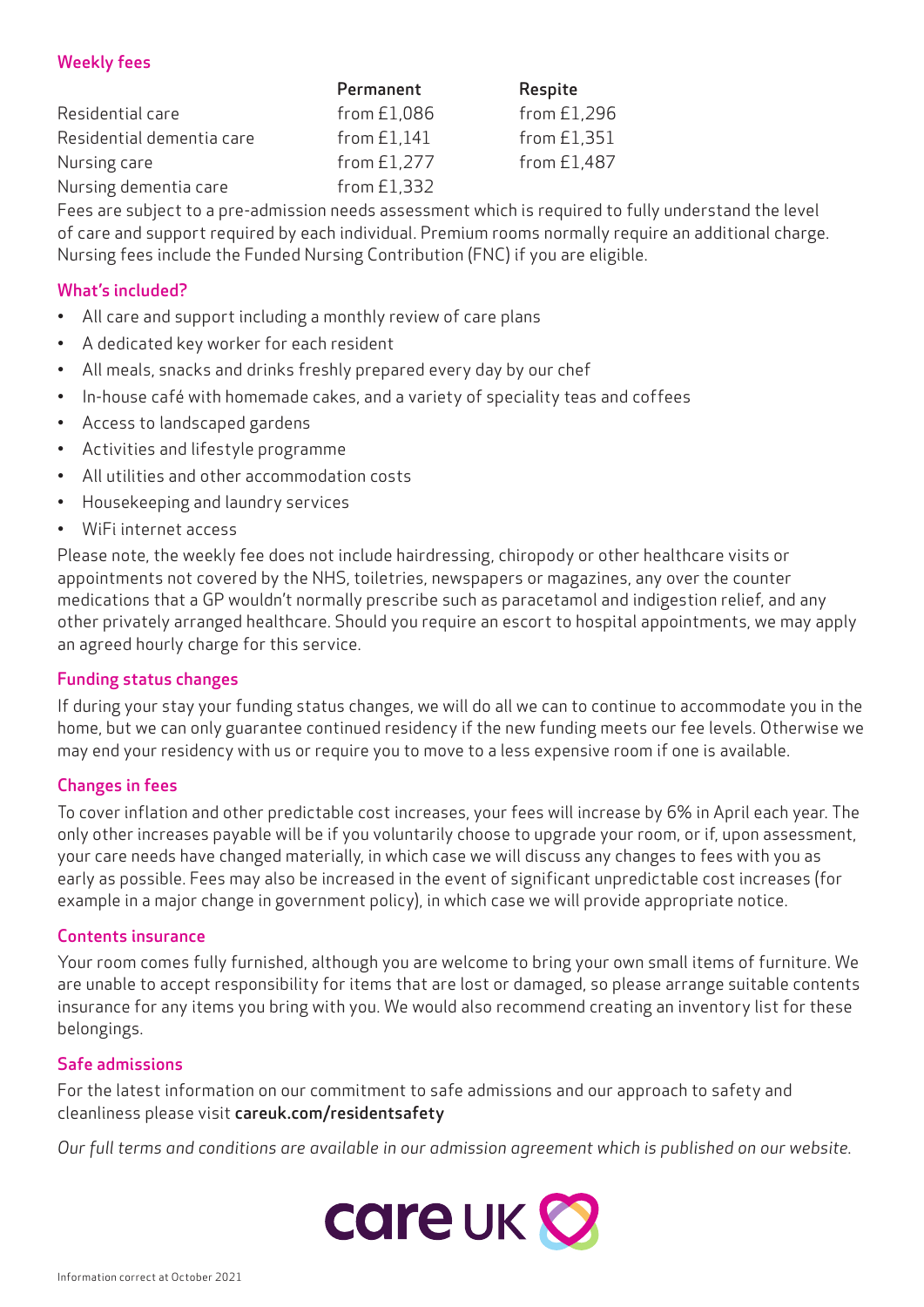## Weekly fees

| | Permanent | Respite |
|---|---|---|
| Residential care | from £1,086 | from £1,296 |
| Residential dementia care | from £1,141 | from £1,351 |
| Nursing care | from £1,277 | from £1,487 |
| Nursing dementia care | from £1,332 | |

Fees are subject to a pre-admission needs assessment which is required to fully understand the level of care and support required by each individual. Premium rooms normally require an additional charge. Nursing fees include the Funded Nursing Contribution (FNC) if you are eligible.

## What's included?

- All care and support including a monthly review of care plans
- A dedicated key worker for each resident
- All meals, snacks and drinks freshly prepared every day by our chef
- In-house café with homemade cakes, and a variety of speciality teas and coffees
- Access to landscaped gardens
- Activities and lifestyle programme
- All utilities and other accommodation costs
- Housekeeping and laundry services
- WiFi internet access

Please note, the weekly fee does not include hairdressing, chiropody or other healthcare visits or appointments not covered by the NHS, toiletries, newspapers or magazines, any over the counter medications that a GP wouldn't normally prescribe such as paracetamol and indigestion relief, and any other privately arranged healthcare. Should you require an escort to hospital appointments, we may apply an agreed hourly charge for this service.

## Funding status changes

If during your stay your funding status changes, we will do all we can to continue to accommodate you in the home, but we can only guarantee continued residency if the new funding meets our fee levels. Otherwise we may end your residency with us or require you to move to a less expensive room if one is available.

## Changes in fees

To cover inflation and other predictable cost increases, your fees will increase by 6% in April each year. The only other increases payable will be if you voluntarily choose to upgrade your room, or if, upon assessment, your care needs have changed materially, in which case we will discuss any changes to fees with you as early as possible. Fees may also be increased in the event of significant unpredictable cost increases (for example in a major change in government policy), in which case we will provide appropriate notice.

## Contents insurance

Your room comes fully furnished, although you are welcome to bring your own small items of furniture. We are unable to accept responsibility for items that are lost or damaged, so please arrange suitable contents insurance for any items you bring with you. We would also recommend creating an inventory list for these belongings.

## Safe admissions

For the latest information on our commitment to safe admissions and our approach to safety and cleanliness please visit **careuk.com/residentsafety**

*Our full terms and conditions are available in our admission agreement which is published on our website.*

care UK

Information correct at October 2021